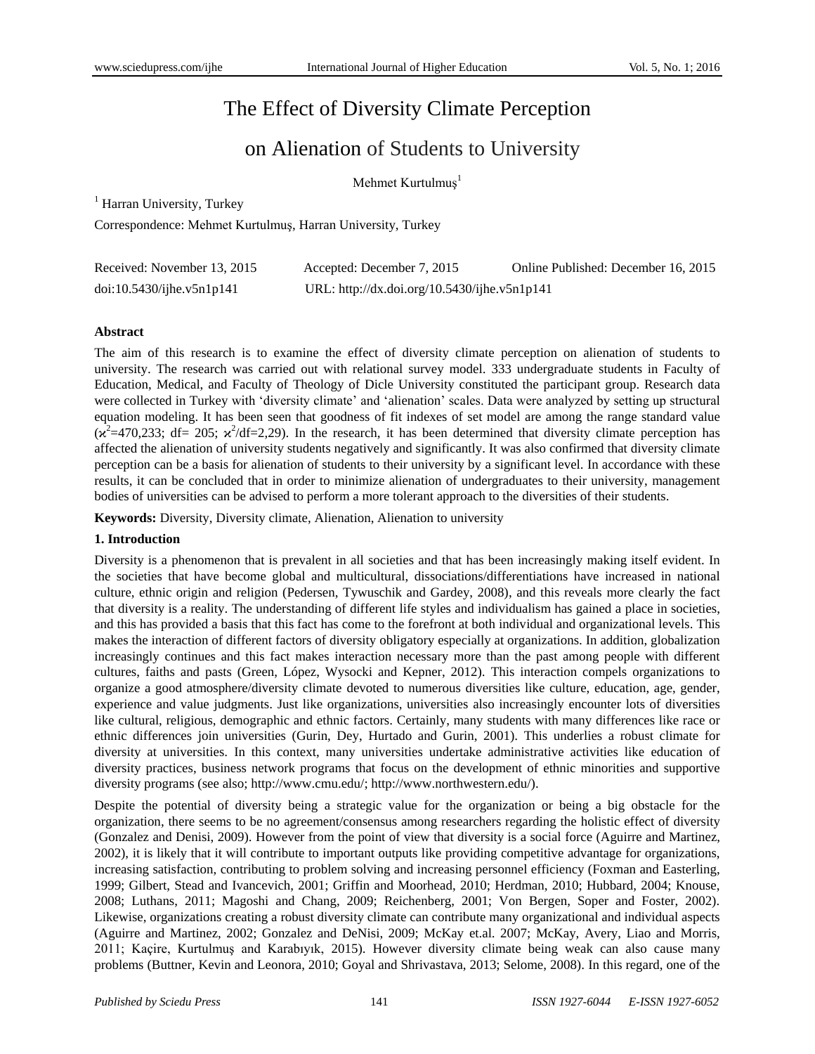# The Effect of Diversity Climate Perception on Alienation of Students to University

Mehmet Kurtulmuş[1]

[1] Harran University, Turkey

Correspondence: Mehmet Kurtulmuş, Harran University, Turkey

Received: November 13, 2015 Accepted: December 7, 2015 Online Published: December 16, 2015

doi:10.5430/ijhe.v5n1p141 URL: http://dx.doi.org/10.5430/ijhe.v5n1p141

**Abstract**

The aim of this research is to examine the effect of diversity climate perception on alienation of students to university. The research was carried out with relational survey model. 333 undergraduate students in Faculty of Education, Medical, and Faculty of Theology of Dicle University constituted the participant group. Research data were collected in Turkey with 'diversity climate' and 'alienation' scales. Data were analyzed by setting up structural equation modeling. It has been seen that goodness of fit indexes of set model are among the range standard value ($\varkappa^2$=470,233; df= 205; $\varkappa^2$/df=2,29). In the research, it has been determined that diversity climate perception has affected the alienation of university students negatively and significantly. It was also confirmed that diversity climate perception can be a basis for alienation of students to their university by a significant level. In accordance with these results, it can be concluded that in order to minimize alienation of undergraduates to their university, management bodies of universities can be advised to perform a more tolerant approach to the diversities of their students.

**Keywords:** Diversity, Diversity climate, Alienation, Alienation to university

## 1. Introduction

Diversity is a phenomenon that is prevalent in all societies and that has been increasingly making itself evident. In the societies that have become global and multicultural, dissociations/differentiations have increased in national culture, ethnic origin and religion (Pedersen, Tywuschik and Gardey, 2008), and this reveals more clearly the fact that diversity is a reality. The understanding of different life styles and individualism has gained a place in societies, and this has provided a basis that this fact has come to the forefront at both individual and organizational levels. This makes the interaction of different factors of diversity obligatory especially at organizations. In addition, globalization increasingly continues and this fact makes interaction necessary more than the past among people with different cultures, faiths and pasts (Green, López, Wysocki and Kepner, 2012). This interaction compels organizations to organize a good atmosphere/diversity climate devoted to numerous diversities like culture, education, age, gender, experience and value judgments. Just like organizations, universities also increasingly encounter lots of diversities like cultural, religious, demographic and ethnic factors. Certainly, many students with many differences like race or ethnic differences join universities (Gurin, Dey, Hurtado and Gurin, 2001). This underlies a robust climate for diversity at universities. In this context, many universities undertake administrative activities like education of diversity practices, business network programs that focus on the development of ethnic minorities and supportive diversity programs (see also; http://www.cmu.edu/; http://www.northwestern.edu/).

Despite the potential of diversity being a strategic value for the organization or being a big obstacle for the organization, there seems to be no agreement/consensus among researchers regarding the holistic effect of diversity (Gonzalez and Denisi, 2009). However from the point of view that diversity is a social force (Aguirre and Martinez, 2002), it is likely that it will contribute to important outputs like providing competitive advantage for organizations, increasing satisfaction, contributing to problem solving and increasing personnel efficiency (Foxman and Easterling, 1999; Gilbert, Stead and Ivancevich, 2001; Griffin and Moorhead, 2010; Herdman, 2010; Hubbard, 2004; Knouse, 2008; Luthans, 2011; Magoshi and Chang, 2009; Reichenberg, 2001; Von Bergen, Soper and Foster, 2002). Likewise, organizations creating a robust diversity climate can contribute many organizational and individual aspects (Aguirre and Martinez, 2002; Gonzalez and DeNisi, 2009; McKay et.al. 2007; McKay, Avery, Liao and Morris, 2011; Kaçire, Kurtulmuş and Karabıyık, 2015). However diversity climate being weak can also cause many problems (Buttner, Kevin and Leonora, 2010; Goyal and Shrivastava, 2013; Selome, 2008). In this regard, one of the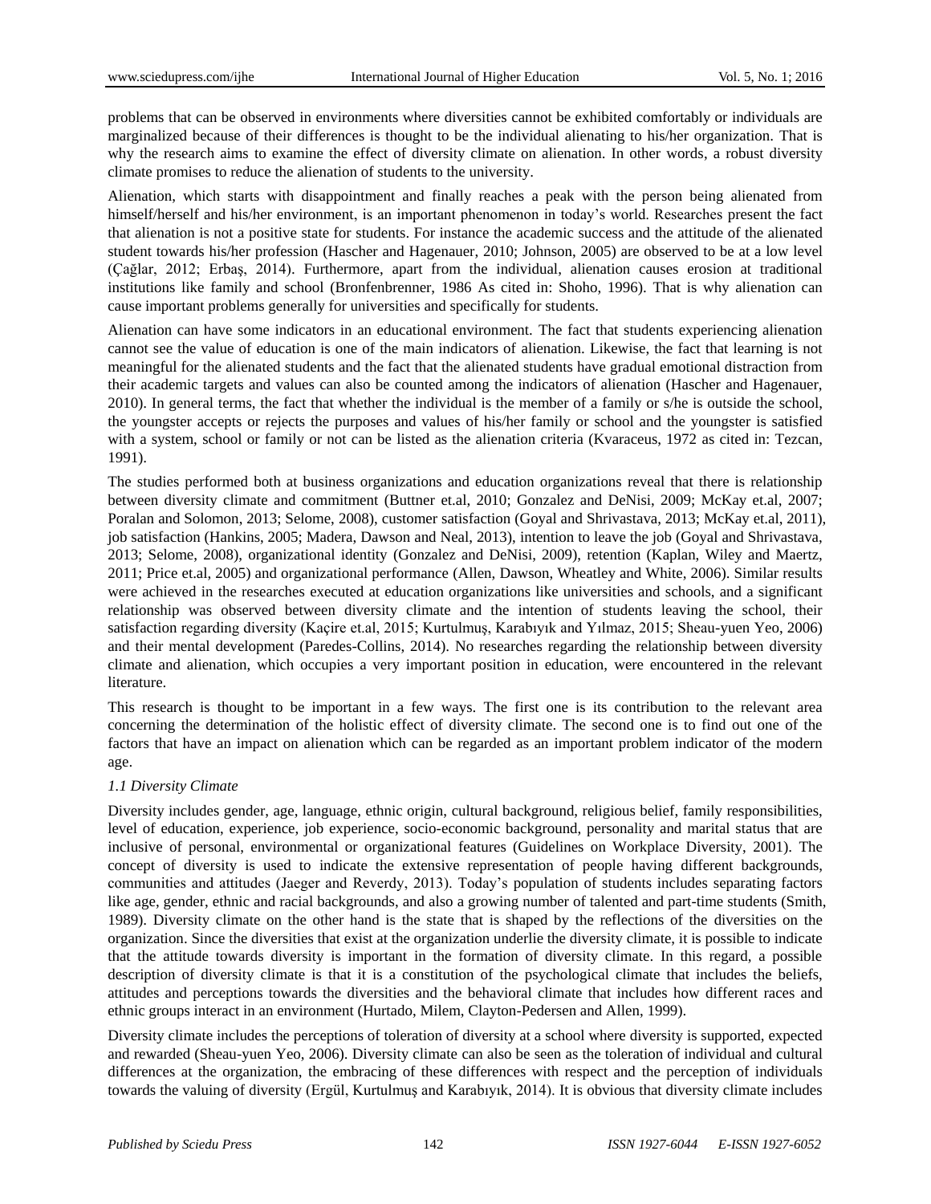problems that can be observed in environments where diversities cannot be exhibited comfortably or individuals are marginalized because of their differences is thought to be the individual alienating to his/her organization. That is why the research aims to examine the effect of diversity climate on alienation. In other words, a robust diversity climate promises to reduce the alienation of students to the university.

Alienation, which starts with disappointment and finally reaches a peak with the person being alienated from himself/herself and his/her environment, is an important phenomenon in today's world. Researches present the fact that alienation is not a positive state for students. For instance the academic success and the attitude of the alienated student towards his/her profession (Hascher and Hagenauer, 2010; Johnson, 2005) are observed to be at a low level (Çağlar, 2012; Erbaş, 2014). Furthermore, apart from the individual, alienation causes erosion at traditional institutions like family and school (Bronfenbrenner, 1986 As cited in: Shoho, 1996). That is why alienation can cause important problems generally for universities and specifically for students.

Alienation can have some indicators in an educational environment. The fact that students experiencing alienation cannot see the value of education is one of the main indicators of alienation. Likewise, the fact that learning is not meaningful for the alienated students and the fact that the alienated students have gradual emotional distraction from their academic targets and values can also be counted among the indicators of alienation (Hascher and Hagenauer, 2010). In general terms, the fact that whether the individual is the member of a family or s/he is outside the school, the youngster accepts or rejects the purposes and values of his/her family or school and the youngster is satisfied with a system, school or family or not can be listed as the alienation criteria (Kvaraceus, 1972 as cited in: Tezcan, 1991).

The studies performed both at business organizations and education organizations reveal that there is relationship between diversity climate and commitment (Buttner et.al, 2010; Gonzalez and DeNisi, 2009; McKay et.al, 2007; Poralan and Solomon, 2013; Selome, 2008), customer satisfaction (Goyal and Shrivastava, 2013; McKay et.al, 2011), job satisfaction (Hankins, 2005; Madera, Dawson and Neal, 2013), intention to leave the job (Goyal and Shrivastava, 2013; Selome, 2008), organizational identity (Gonzalez and DeNisi, 2009), retention (Kaplan, Wiley and Maertz, 2011; Price et.al, 2005) and organizational performance (Allen, Dawson, Wheatley and White, 2006). Similar results were achieved in the researches executed at education organizations like universities and schools, and a significant relationship was observed between diversity climate and the intention of students leaving the school, their satisfaction regarding diversity (Kaçire et.al, 2015; Kurtulmuş, Karabıyık and Yılmaz, 2015; Sheau-yuen Yeo, 2006) and their mental development (Paredes-Collins, 2014). No researches regarding the relationship between diversity climate and alienation, which occupies a very important position in education, were encountered in the relevant literature.

This research is thought to be important in a few ways. The first one is its contribution to the relevant area concerning the determination of the holistic effect of diversity climate. The second one is to find out one of the factors that have an impact on alienation which can be regarded as an important problem indicator of the modern age.

### *1.1 Diversity Climate*

Diversity includes gender, age, language, ethnic origin, cultural background, religious belief, family responsibilities, level of education, experience, job experience, socio-economic background, personality and marital status that are inclusive of personal, environmental or organizational features (Guidelines on Workplace Diversity, 2001). The concept of diversity is used to indicate the extensive representation of people having different backgrounds, communities and attitudes (Jaeger and Reverdy, 2013). Today's population of students includes separating factors like age, gender, ethnic and racial backgrounds, and also a growing number of talented and part-time students (Smith, 1989). Diversity climate on the other hand is the state that is shaped by the reflections of the diversities on the organization. Since the diversities that exist at the organization underlie the diversity climate, it is possible to indicate that the attitude towards diversity is important in the formation of diversity climate. In this regard, a possible description of diversity climate is that it is a constitution of the psychological climate that includes the beliefs, attitudes and perceptions towards the diversities and the behavioral climate that includes how different races and ethnic groups interact in an environment (Hurtado, Milem, Clayton-Pedersen and Allen, 1999).

Diversity climate includes the perceptions of toleration of diversity at a school where diversity is supported, expected and rewarded (Sheau-yuen Yeo, 2006). Diversity climate can also be seen as the toleration of individual and cultural differences at the organization, the embracing of these differences with respect and the perception of individuals towards the valuing of diversity (Ergül, Kurtulmuş and Karabıyık, 2014). It is obvious that diversity climate includes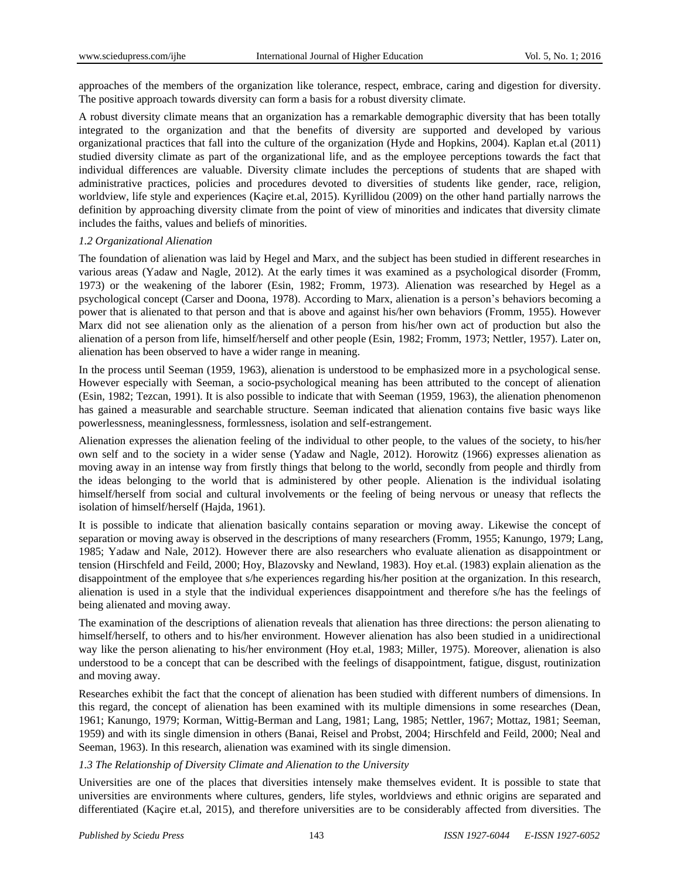approaches of the members of the organization like tolerance, respect, embrace, caring and digestion for diversity. The positive approach towards diversity can form a basis for a robust diversity climate.

A robust diversity climate means that an organization has a remarkable demographic diversity that has been totally integrated to the organization and that the benefits of diversity are supported and developed by various organizational practices that fall into the culture of the organization (Hyde and Hopkins, 2004). Kaplan et.al (2011) studied diversity climate as part of the organizational life, and as the employee perceptions towards the fact that individual differences are valuable. Diversity climate includes the perceptions of students that are shaped with administrative practices, policies and procedures devoted to diversities of students like gender, race, religion, worldview, life style and experiences (Kaçire et.al, 2015). Kyrillidou (2009) on the other hand partially narrows the definition by approaching diversity climate from the point of view of minorities and indicates that diversity climate includes the faiths, values and beliefs of minorities.

*1.2 Organizational Alienation*

The foundation of alienation was laid by Hegel and Marx, and the subject has been studied in different researches in various areas (Yadaw and Nagle, 2012). At the early times it was examined as a psychological disorder (Fromm, 1973) or the weakening of the laborer (Esin, 1982; Fromm, 1973). Alienation was researched by Hegel as a psychological concept (Carser and Doona, 1978). According to Marx, alienation is a person's behaviors becoming a power that is alienated to that person and that is above and against his/her own behaviors (Fromm, 1955). However Marx did not see alienation only as the alienation of a person from his/her own act of production but also the alienation of a person from life, himself/herself and other people (Esin, 1982; Fromm, 1973; Nettler, 1957). Later on, alienation has been observed to have a wider range in meaning.

In the process until Seeman (1959, 1963), alienation is understood to be emphasized more in a psychological sense. However especially with Seeman, a socio-psychological meaning has been attributed to the concept of alienation (Esin, 1982; Tezcan, 1991). It is also possible to indicate that with Seeman (1959, 1963), the alienation phenomenon has gained a measurable and searchable structure. Seeman indicated that alienation contains five basic ways like powerlessness, meaninglessness, formlessness, isolation and self-estrangement.

Alienation expresses the alienation feeling of the individual to other people, to the values of the society, to his/her own self and to the society in a wider sense (Yadaw and Nagle, 2012). Horowitz (1966) expresses alienation as moving away in an intense way from firstly things that belong to the world, secondly from people and thirdly from the ideas belonging to the world that is administered by other people. Alienation is the individual isolating himself/herself from social and cultural involvements or the feeling of being nervous or uneasy that reflects the isolation of himself/herself (Hajda, 1961).

It is possible to indicate that alienation basically contains separation or moving away. Likewise the concept of separation or moving away is observed in the descriptions of many researchers (Fromm, 1955; Kanungo, 1979; Lang, 1985; Yadaw and Nale, 2012). However there are also researchers who evaluate alienation as disappointment or tension (Hirschfeld and Feild, 2000; Hoy, Blazovsky and Newland, 1983). Hoy et.al. (1983) explain alienation as the disappointment of the employee that s/he experiences regarding his/her position at the organization. In this research, alienation is used in a style that the individual experiences disappointment and therefore s/he has the feelings of being alienated and moving away.

The examination of the descriptions of alienation reveals that alienation has three directions: the person alienating to himself/herself, to others and to his/her environment. However alienation has also been studied in a unidirectional way like the person alienating to his/her environment (Hoy et.al, 1983; Miller, 1975). Moreover, alienation is also understood to be a concept that can be described with the feelings of disappointment, fatigue, disgust, routinization and moving away.

Researches exhibit the fact that the concept of alienation has been studied with different numbers of dimensions. In this regard, the concept of alienation has been examined with its multiple dimensions in some researches (Dean, 1961; Kanungo, 1979; Korman, Wittig-Berman and Lang, 1981; Lang, 1985; Nettler, 1967; Mottaz, 1981; Seeman, 1959) and with its single dimension in others (Banai, Reisel and Probst, 2004; Hirschfeld and Feild, 2000; Neal and Seeman, 1963). In this research, alienation was examined with its single dimension.

*1.3 The Relationship of Diversity Climate and Alienation to the University*

Universities are one of the places that diversities intensely make themselves evident. It is possible to state that universities are environments where cultures, genders, life styles, worldviews and ethnic origins are separated and differentiated (Kaçire et.al, 2015), and therefore universities are to be considerably affected from diversities. The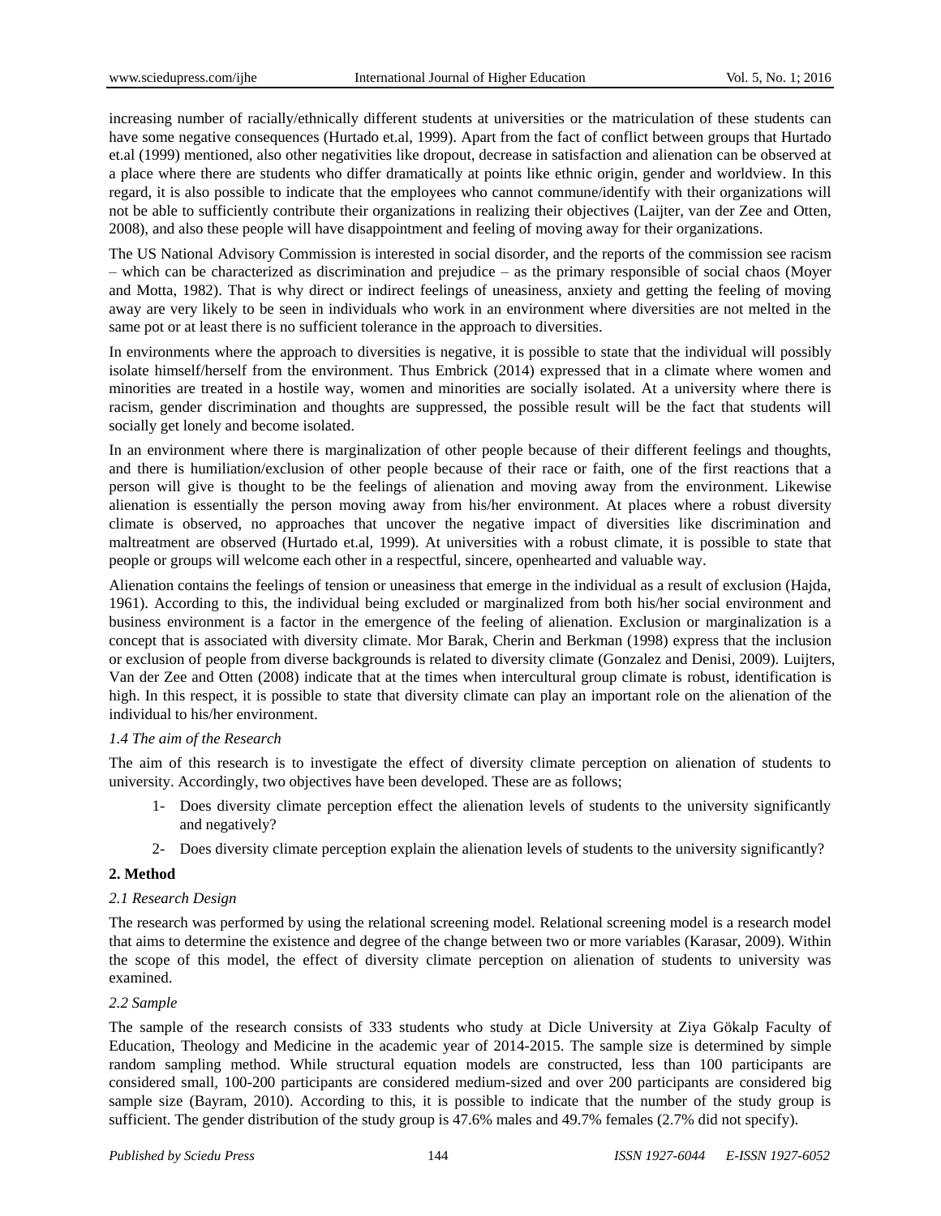increasing number of racially/ethnically different students at universities or the matriculation of these students can have some negative consequences (Hurtado et.al, 1999). Apart from the fact of conflict between groups that Hurtado et.al (1999) mentioned, also other negativities like dropout, decrease in satisfaction and alienation can be observed at a place where there are students who differ dramatically at points like ethnic origin, gender and worldview. In this regard, it is also possible to indicate that the employees who cannot commune/identify with their organizations will not be able to sufficiently contribute their organizations in realizing their objectives (Laijter, van der Zee and Otten, 2008), and also these people will have disappointment and feeling of moving away for their organizations.

The US National Advisory Commission is interested in social disorder, and the reports of the commission see racism – which can be characterized as discrimination and prejudice – as the primary responsible of social chaos (Moyer and Motta, 1982). That is why direct or indirect feelings of uneasiness, anxiety and getting the feeling of moving away are very likely to be seen in individuals who work in an environment where diversities are not melted in the same pot or at least there is no sufficient tolerance in the approach to diversities.

In environments where the approach to diversities is negative, it is possible to state that the individual will possibly isolate himself/herself from the environment. Thus Embrick (2014) expressed that in a climate where women and minorities are treated in a hostile way, women and minorities are socially isolated. At a university where there is racism, gender discrimination and thoughts are suppressed, the possible result will be the fact that students will socially get lonely and become isolated.

In an environment where there is marginalization of other people because of their different feelings and thoughts, and there is humiliation/exclusion of other people because of their race or faith, one of the first reactions that a person will give is thought to be the feelings of alienation and moving away from the environment. Likewise alienation is essentially the person moving away from his/her environment. At places where a robust diversity climate is observed, no approaches that uncover the negative impact of diversities like discrimination and maltreatment are observed (Hurtado et.al, 1999). At universities with a robust climate, it is possible to state that people or groups will welcome each other in a respectful, sincere, openhearted and valuable way.

Alienation contains the feelings of tension or uneasiness that emerge in the individual as a result of exclusion (Hajda, 1961). According to this, the individual being excluded or marginalized from both his/her social environment and business environment is a factor in the emergence of the feeling of alienation. Exclusion or marginalization is a concept that is associated with diversity climate. Mor Barak, Cherin and Berkman (1998) express that the inclusion or exclusion of people from diverse backgrounds is related to diversity climate (Gonzalez and Denisi, 2009). Luijters, Van der Zee and Otten (2008) indicate that at the times when intercultural group climate is robust, identification is high. In this respect, it is possible to state that diversity climate can play an important role on the alienation of the individual to his/her environment.

### *1.4 The aim of the Research*

The aim of this research is to investigate the effect of diversity climate perception on alienation of students to university. Accordingly, two objectives have been developed. These are as follows;

1- Does diversity climate perception effect the alienation levels of students to the university significantly and negatively?

2- Does diversity climate perception explain the alienation levels of students to the university significantly?

## **2. Method**

### *2.1 Research Design*

The research was performed by using the relational screening model. Relational screening model is a research model that aims to determine the existence and degree of the change between two or more variables (Karasar, 2009). Within the scope of this model, the effect of diversity climate perception on alienation of students to university was examined.

### *2.2 Sample*

The sample of the research consists of 333 students who study at Dicle University at Ziya Gökalp Faculty of Education, Theology and Medicine in the academic year of 2014-2015. The sample size is determined by simple random sampling method. While structural equation models are constructed, less than 100 participants are considered small, 100-200 participants are considered medium-sized and over 200 participants are considered big sample size (Bayram, 2010). According to this, it is possible to indicate that the number of the study group is sufficient. The gender distribution of the study group is 47.6% males and 49.7% females (2.7% did not specify).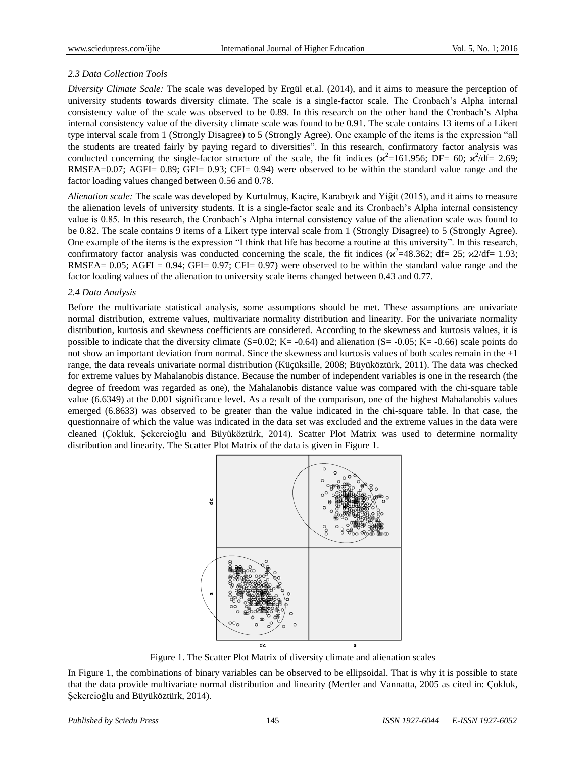### 2.3 Data Collection Tools

*Diversity Climate Scale:* The scale was developed by Ergül et.al. (2014), and it aims to measure the perception of university students towards diversity climate. The scale is a single-factor scale. The Cronbach's Alpha internal consistency value of the scale was observed to be 0.89. In this research on the other hand the Cronbach's Alpha internal consistency value of the diversity climate scale was found to be 0.91. The scale contains 13 items of a Likert type interval scale from 1 (Strongly Disagree) to 5 (Strongly Agree). One example of the items is the expression "all the students are treated fairly by paying regard to diversities". In this research, confirmatory factor analysis was conducted concerning the single-factor structure of the scale, the fit indices ($\chi^2$=161.956; DF= 60; $\chi^2$/df= 2.69; RMSEA=0.07; AGFI= 0.89; GFI= 0.93; CFI= 0.94) were observed to be within the standard value range and the factor loading values changed between 0.56 and 0.78.

*Alienation scale:* The scale was developed by Kurtulmuş, Kaçire, Karabıyık and Yiğit (2015), and it aims to measure the alienation levels of university students. It is a single-factor scale and its Cronbach's Alpha internal consistency value is 0.85. In this research, the Cronbach's Alpha internal consistency value of the alienation scale was found to be 0.82. The scale contains 9 items of a Likert type interval scale from 1 (Strongly Disagree) to 5 (Strongly Agree). One example of the items is the expression "I think that life has become a routine at this university". In this research, confirmatory factor analysis was conducted concerning the scale, the fit indices ($\chi^2$=48.362; df= 25; $\chi$2/df= 1.93; RMSEA= 0.05; AGFI = 0.94; GFI= 0.97; CFI= 0.97) were observed to be within the standard value range and the factor loading values of the alienation to university scale items changed between 0.43 and 0.77.

### 2.4 Data Analysis

Before the multivariate statistical analysis, some assumptions should be met. These assumptions are univariate normal distribution, extreme values, multivariate normality distribution and linearity. For the univariate normality distribution, kurtosis and skewness coefficients are considered. According to the skewness and kurtosis values, it is possible to indicate that the diversity climate (S=0.02; K= -0.64) and alienation (S= -0.05; K= -0.66) scale points do not show an important deviation from normal. Since the skewness and kurtosis values of both scales remain in the ±1 range, the data reveals univariate normal distribution (Küçüksille, 2008; Büyüköztürk, 2011). The data was checked for extreme values by Mahalanobis distance. Because the number of independent variables is one in the research (the degree of freedom was regarded as one), the Mahalanobis distance value was compared with the chi-square table value (6.6349) at the 0.001 significance level. As a result of the comparison, one of the highest Mahalanobis values emerged (6.8633) was observed to be greater than the value indicated in the chi-square table. In that case, the questionnaire of which the value was indicated in the data set was excluded and the extreme values in the data were cleaned (Çokluk, Şekercioğlu and Büyüköztürk, 2014). Scatter Plot Matrix was used to determine normality distribution and linearity. The Scatter Plot Matrix of the data is given in Figure 1.

Figure 1. The Scatter Plot Matrix of diversity climate and alienation scales

In Figure 1, the combinations of binary variables can be observed to be ellipsoidal. That is why it is possible to state that the data provide multivariate normal distribution and linearity (Mertler and Vannatta, 2005 as cited in: Çokluk, Şekercioğlu and Büyüköztürk, 2014).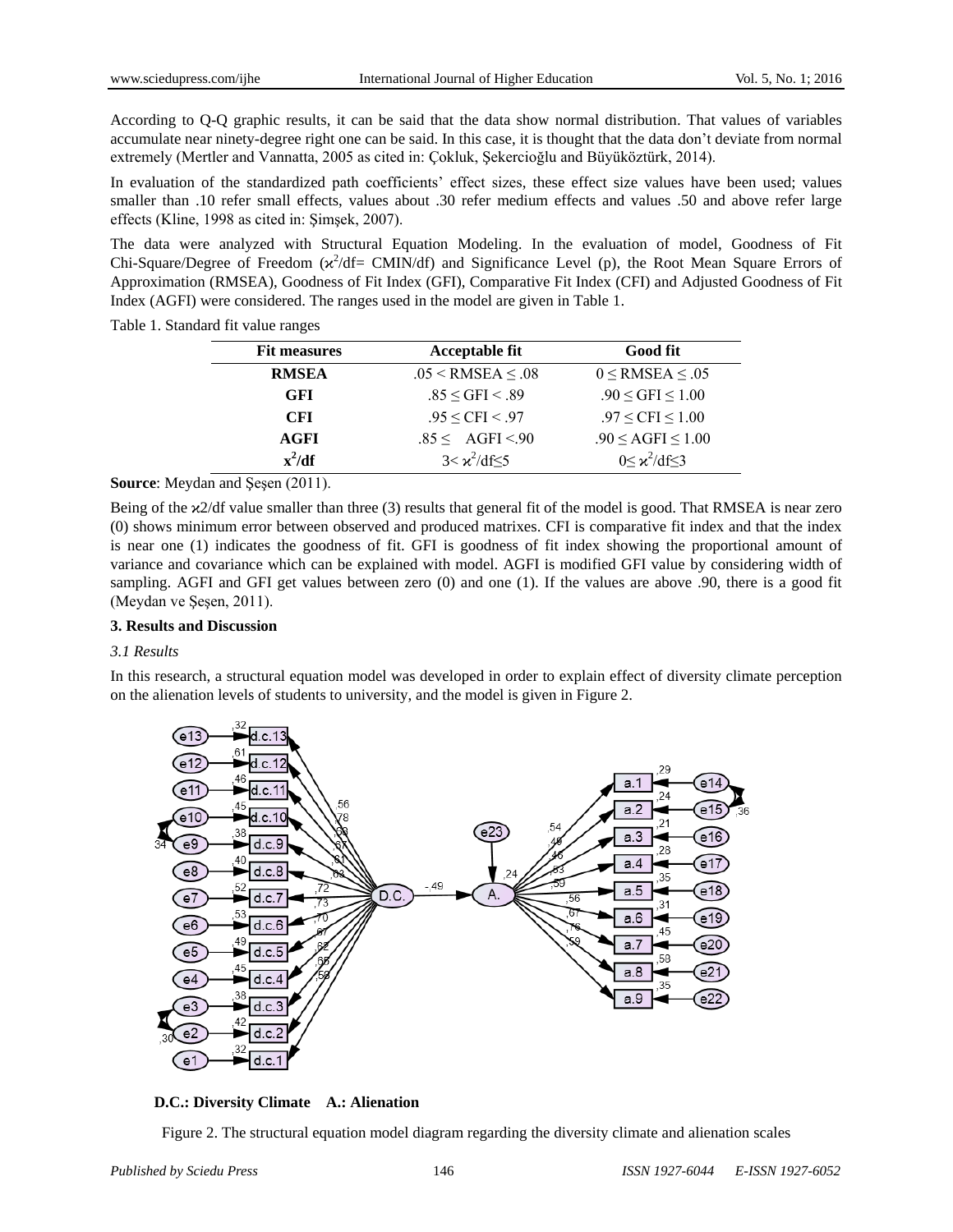According to Q-Q graphic results, it can be said that the data show normal distribution. That values of variables accumulate near ninety-degree right one can be said. In this case, it is thought that the data don't deviate from normal extremely (Mertler and Vannatta, 2005 as cited in: Çokluk, Şekercioğlu and Büyüköztürk, 2014).

In evaluation of the standardized path coefficients' effect sizes, these effect size values have been used; values smaller than .10 refer small effects, values about .30 refer medium effects and values .50 and above refer large effects (Kline, 1998 as cited in: Şimşek, 2007).

The data were analyzed with Structural Equation Modeling. In the evaluation of model, Goodness of Fit Chi-Square/Degree of Freedom ($\varkappa^2$/df= CMIN/df) and Significance Level (p), the Root Mean Square Errors of Approximation (RMSEA), Goodness of Fit Index (GFI), Comparative Fit Index (CFI) and Adjusted Goodness of Fit Index (AGFI) were considered. The ranges used in the model are given in Table 1.

Table 1. Standard fit value ranges

| Fit measures | Acceptable fit | Good fit |
|---|---|---|
| **RMSEA** | $.05 < \text{RMSEA} \leq .08$ | $0 \leq \text{RMSEA} \leq .05$ |
| **GFI** | $.85 \leq \text{GFI} < .89$ | $.90 \leq \text{GFI} \leq 1.00$ |
| **CFI** | $.95 \leq \text{CFI} < .97$ | $.97 \leq \text{CFI} \leq 1.00$ |
| **AGFI** | $.85 \leq \text{AGFI} < .90$ | $.90 \leq \text{AGFI} \leq 1.00$ |
| **$x^2$/df** | $3 < \varkappa^2/\text{df} \leq 5$ | $0 \leq \varkappa^2/\text{df} \leq 3$ |

**Source**: Meydan and Şeşen (2011).

Being of the $\varkappa$2/df value smaller than three (3) results that general fit of the model is good. That RMSEA is near zero (0) shows minimum error between observed and produced matrixes. CFI is comparative fit index and that the index is near one (1) indicates the goodness of fit. GFI is goodness of fit index showing the proportional amount of variance and covariance which can be explained with model. AGFI is modified GFI value by considering width of sampling. AGFI and GFI get values between zero (0) and one (1). If the values are above .90, there is a good fit (Meydan ve Şeşen, 2011).

### 3. Results and Discussion

*3.1 Results*

In this research, a structural equation model was developed in order to explain effect of diversity climate perception on the alienation levels of students to university, and the model is given in Figure 2.

**D.C.: Diversity Climate A.: Alienation**

Figure 2. The structural equation model diagram regarding the diversity climate and alienation scales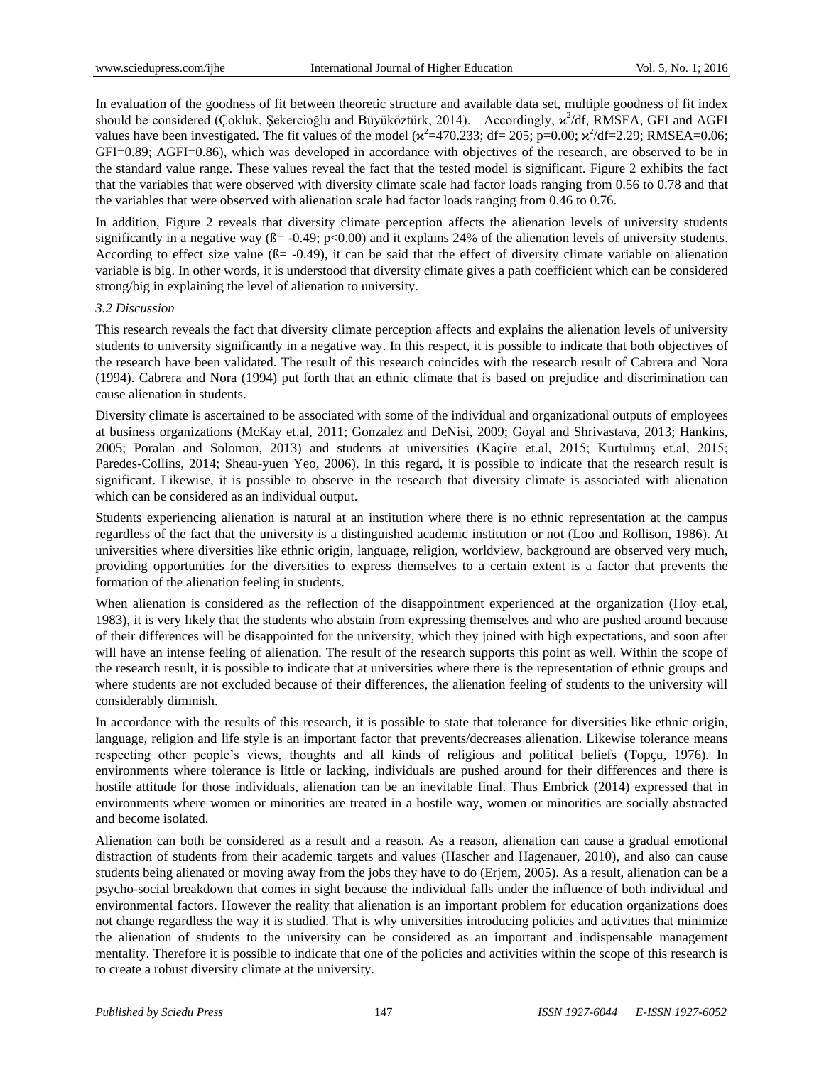In evaluation of the goodness of fit between theoretic structure and available data set, multiple goodness of fit index should be considered (Çokluk, Şekercioğlu and Büyüköztürk, 2014). Accordingly, $\varkappa^2$/df, RMSEA, GFI and AGFI values have been investigated. The fit values of the model ($\varkappa^2$=470.233; df= 205; p=0.00; $\varkappa^2$/df=2.29; RMSEA=0.06; GFI=0.89; AGFI=0.86), which was developed in accordance with objectives of the research, are observed to be in the standard value range. These values reveal the fact that the tested model is significant. Figure 2 exhibits the fact that the variables that were observed with diversity climate scale had factor loads ranging from 0.56 to 0.78 and that the variables that were observed with alienation scale had factor loads ranging from 0.46 to 0.76.

In addition, Figure 2 reveals that diversity climate perception affects the alienation levels of university students significantly in a negative way (ß= -0.49; p<0.00) and it explains 24% of the alienation levels of university students. According to effect size value (ß= -0.49), it can be said that the effect of diversity climate variable on alienation variable is big. In other words, it is understood that diversity climate gives a path coefficient which can be considered strong/big in explaining the level of alienation to university.

### *3.2 Discussion*

This research reveals the fact that diversity climate perception affects and explains the alienation levels of university students to university significantly in a negative way. In this respect, it is possible to indicate that both objectives of the research have been validated. The result of this research coincides with the research result of Cabrera and Nora (1994). Cabrera and Nora (1994) put forth that an ethnic climate that is based on prejudice and discrimination can cause alienation in students.

Diversity climate is ascertained to be associated with some of the individual and organizational outputs of employees at business organizations (McKay et.al, 2011; Gonzalez and DeNisi, 2009; Goyal and Shrivastava, 2013; Hankins, 2005; Poralan and Solomon, 2013) and students at universities (Kaçire et.al, 2015; Kurtulmuş et.al, 2015; Paredes-Collins, 2014; Sheau-yuen Yeo, 2006). In this regard, it is possible to indicate that the research result is significant. Likewise, it is possible to observe in the research that diversity climate is associated with alienation which can be considered as an individual output.

Students experiencing alienation is natural at an institution where there is no ethnic representation at the campus regardless of the fact that the university is a distinguished academic institution or not (Loo and Rollison, 1986). At universities where diversities like ethnic origin, language, religion, worldview, background are observed very much, providing opportunities for the diversities to express themselves to a certain extent is a factor that prevents the formation of the alienation feeling in students.

When alienation is considered as the reflection of the disappointment experienced at the organization (Hoy et.al, 1983), it is very likely that the students who abstain from expressing themselves and who are pushed around because of their differences will be disappointed for the university, which they joined with high expectations, and soon after will have an intense feeling of alienation. The result of the research supports this point as well. Within the scope of the research result, it is possible to indicate that at universities where there is the representation of ethnic groups and where students are not excluded because of their differences, the alienation feeling of students to the university will considerably diminish.

In accordance with the results of this research, it is possible to state that tolerance for diversities like ethnic origin, language, religion and life style is an important factor that prevents/decreases alienation. Likewise tolerance means respecting other people's views, thoughts and all kinds of religious and political beliefs (Topçu, 1976). In environments where tolerance is little or lacking, individuals are pushed around for their differences and there is hostile attitude for those individuals, alienation can be an inevitable final. Thus Embrick (2014) expressed that in environments where women or minorities are treated in a hostile way, women or minorities are socially abstracted and become isolated.

Alienation can both be considered as a result and a reason. As a reason, alienation can cause a gradual emotional distraction of students from their academic targets and values (Hascher and Hagenauer, 2010), and also can cause students being alienated or moving away from the jobs they have to do (Erjem, 2005). As a result, alienation can be a psycho-social breakdown that comes in sight because the individual falls under the influence of both individual and environmental factors. However the reality that alienation is an important problem for education organizations does not change regardless the way it is studied. That is why universities introducing policies and activities that minimize the alienation of students to the university can be considered as an important and indispensable management mentality. Therefore it is possible to indicate that one of the policies and activities within the scope of this research is to create a robust diversity climate at the university.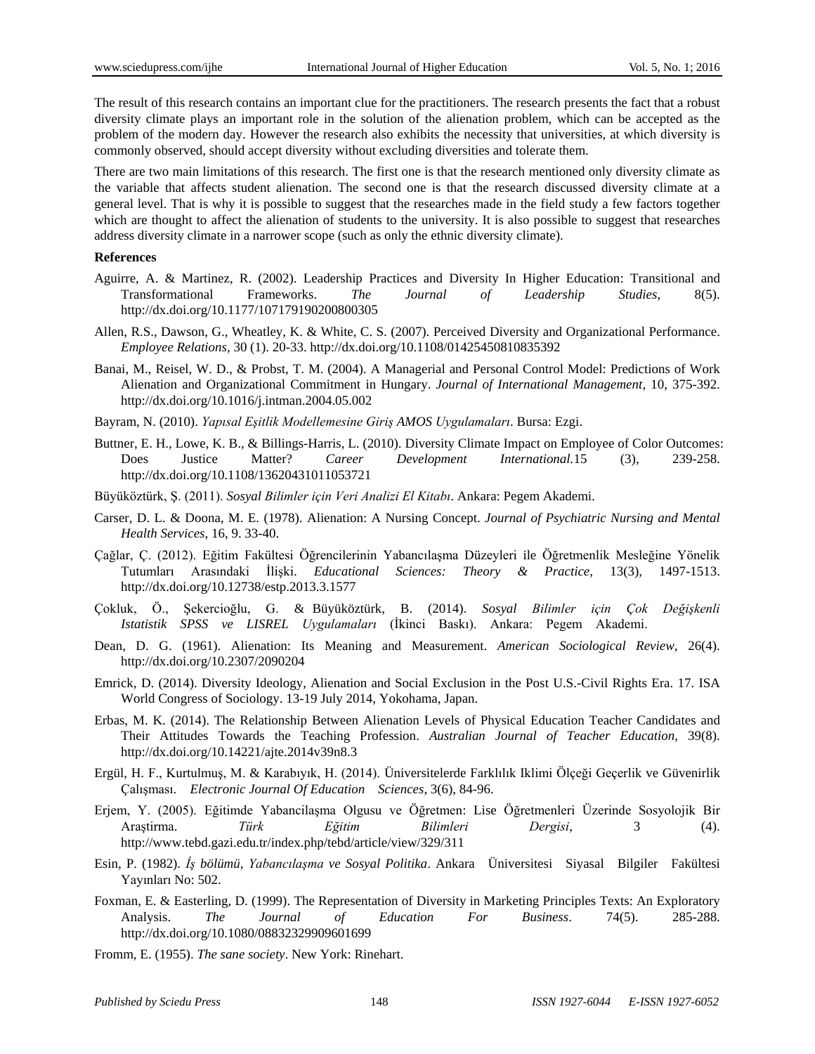The result of this research contains an important clue for the practitioners. The research presents the fact that a robust diversity climate plays an important role in the solution of the alienation problem, which can be accepted as the problem of the modern day. However the research also exhibits the necessity that universities, at which diversity is commonly observed, should accept diversity without excluding diversities and tolerate them.

There are two main limitations of this research. The first one is that the research mentioned only diversity climate as the variable that affects student alienation. The second one is that the research discussed diversity climate at a general level. That is why it is possible to suggest that the researches made in the field study a few factors together which are thought to affect the alienation of students to the university. It is also possible to suggest that researches address diversity climate in a narrower scope (such as only the ethnic diversity climate).

**References**

Aguirre, A. & Martinez, R. (2002). Leadership Practices and Diversity In Higher Education: Transitional and Transformational Frameworks. *The Journal of Leadership Studies*, 8(5). http://dx.doi.org/10.1177/107179190200800305

Allen, R.S., Dawson, G., Wheatley, K. & White, C. S. (2007). Perceived Diversity and Organizational Performance. *Employee Relations*, 30 (1). 20-33. http://dx.doi.org/10.1108/01425450810835392

Banai, M., Reisel, W. D., & Probst, T. M. (2004). A Managerial and Personal Control Model: Predictions of Work Alienation and Organizational Commitment in Hungary. *Journal of International Management*, 10, 375-392. http://dx.doi.org/10.1016/j.intman.2004.05.002

Bayram, N. (2010). *Yapısal Eşitlik Modellemesine Giriş AMOS Uygulamaları*. Bursa: Ezgi.

Buttner, E. H., Lowe, K. B., & Billings-Harris, L. (2010). Diversity Climate Impact on Employee of Color Outcomes: Does Justice Matter? *Career Development International*.15 (3), 239-258. http://dx.doi.org/10.1108/13620431011053721

Büyüköztürk, Ş. (2011). *Sosyal Bilimler için Veri Analizi El Kitabı*. Ankara: Pegem Akademi.

Carser, D. L. & Doona, M. E. (1978). Alienation: A Nursing Concept. *Journal of Psychiatric Nursing and Mental Health Services*, 16, 9. 33-40.

Çağlar, Ç. (2012). Eğitim Fakültesi Öğrencilerinin Yabancılaşma Düzeyleri ile Öğretmenlik Mesleğine Yönelik Tutumları Arasındaki İlişki. *Educational Sciences: Theory & Practice,* 13(3), 1497-1513. http://dx.doi.org/10.12738/estp.2013.3.1577

Çokluk, Ö., Şekercioğlu, G. & Büyüköztürk, B. (2014). *Sosyal Bilimler için Çok Değişkenli Istatistik SPSS ve LISREL Uygulamaları* (İkinci Baskı). Ankara: Pegem Akademi.

Dean, D. G. (1961). Alienation: Its Meaning and Measurement. *American Sociological Review*, 26(4). http://dx.doi.org/10.2307/2090204

Emrick, D. (2014). Diversity Ideology, Alienation and Social Exclusion in the Post U.S.-Civil Rights Era. 17. ISA World Congress of Sociology. 13-19 July 2014, Yokohama, Japan.

Erbas, M. K. (2014). The Relationship Between Alienation Levels of Physical Education Teacher Candidates and Their Attitudes Towards the Teaching Profession. *Australian Journal of Teacher Education*, 39(8). http://dx.doi.org/10.14221/ajte.2014v39n8.3

Ergül, H. F., Kurtulmuş, M. & Karabıyık, H. (2014). Üniversitelerde Farklılık Iklimi Ölçeği Geçerlik ve Güvenirlik Çalışması. *Electronic Journal Of Education Sciences*, 3(6), 84-96.

Erjem, Y. (2005). Eğitimde Yabancilaşma Olgusu ve Öğretmen: Lise Öğretmenleri Üzerinde Sosyolojik Bir Araştirma. *Türk Eğitim Bilimleri Dergisi*, 3 (4). http://www.tebd.gazi.edu.tr/index.php/tebd/article/view/329/311

Esin, P. (1982). *İş bölümü, Yabancılaşma ve Sosyal Politika*. Ankara Üniversitesi Siyasal Bilgiler Fakültesi Yayınları No: 502.

Foxman, E. & Easterling, D. (1999). The Representation of Diversity in Marketing Principles Texts: An Exploratory Analysis. *The Journal of Education For Business*. 74(5). 285-288. http://dx.doi.org/10.1080/08832329909601699

Fromm, E. (1955). *The sane society*. New York: Rinehart.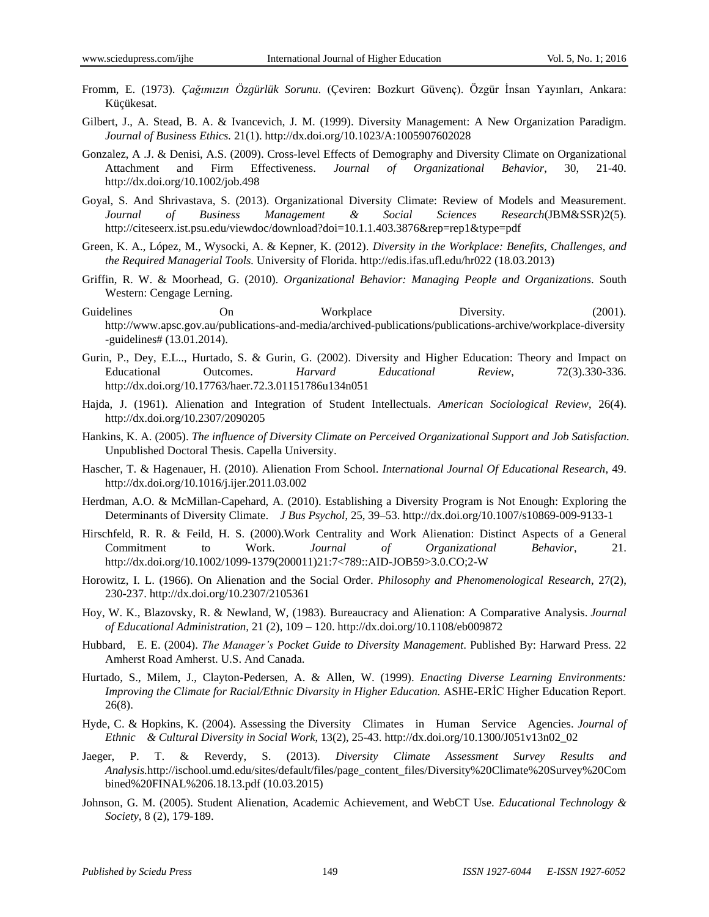Fromm, E. (1973). *Çağımızın Özgürlük Sorunu*. (Çeviren: Bozkurt Güvenç). Özgür İnsan Yayınları, Ankara: Küçükesat.

Gilbert, J., A. Stead, B. A. & Ivancevich, J. M. (1999). Diversity Management: A New Organization Paradigm. *Journal of Business Ethics.* 21(1). http://dx.doi.org/10.1023/A:1005907602028

Gonzalez, A .J. & Denisi, A.S. (2009). Cross-level Effects of Demography and Diversity Climate on Organizational Attachment and Firm Effectiveness. *Journal of Organizational Behavior*, 30, 21-40. http://dx.doi.org/10.1002/job.498

Goyal, S. And Shrivastava, S. (2013). Organizational Diversity Climate: Review of Models and Measurement. *Journal of Business Management & Social Sciences Research*(JBM&SSR)2(5). http://citeseerx.ist.psu.edu/viewdoc/download?doi=10.1.1.403.3876&rep=rep1&type=pdf

Green, K. A., López, M., Wysocki, A. & Kepner, K. (2012). *Diversity in the Workplace: Benefits, Challenges, and the Required Managerial Tools.* University of Florida. http://edis.ifas.ufl.edu/hr022 (18.03.2013)

Griffin, R. W. & Moorhead, G. (2010). *Organizational Behavior: Managing People and Organizations*. South Western: Cengage Lerning.

Guidelines On Workplace Diversity. (2001). http://www.apsc.gov.au/publications-and-media/archived-publications/publications-archive/workplace-diversity-guidelines# (13.01.2014).

Gurin, P., Dey, E.L.., Hurtado, S. & Gurin, G. (2002). Diversity and Higher Education: Theory and Impact on Educational Outcomes. *Harvard Educational Review*, 72(3).330-336. http://dx.doi.org/10.17763/haer.72.3.01151786u134n051

Hajda, J. (1961). Alienation and Integration of Student Intellectuals. *American Sociological Review*, 26(4). http://dx.doi.org/10.2307/2090205

Hankins, K. A. (2005). *The influence of Diversity Climate on Perceived Organizational Support and Job Satisfaction.* Unpublished Doctoral Thesis. Capella University.

Hascher, T. & Hagenauer, H. (2010). Alienation From School. *International Journal Of Educational Research*, 49. http://dx.doi.org/10.1016/j.ijer.2011.03.002

Herdman, A.O. & McMillan-Capehard, A. (2010). Establishing a Diversity Program is Not Enough: Exploring the Determinants of Diversity Climate. *J Bus Psychol*, 25, 39–53. http://dx.doi.org/10.1007/s10869-009-9133-1

Hirschfeld, R. R. & Feild, H. S. (2000).Work Centrality and Work Alienation: Distinct Aspects of a General Commitment to Work. *Journal of Organizational Behavior*, 21. http://dx.doi.org/10.1002/1099-1379(200011)21:7<789::AID-JOB59>3.0.CO;2-W

Horowitz, I. L. (1966). On Alienation and the Social Order. *Philosophy and Phenomenological Research*, 27(2), 230-237. http://dx.doi.org/10.2307/2105361

Hoy, W. K., Blazovsky, R. & Newland, W, (1983). Bureaucracy and Alienation: A Comparative Analysis. *Journal of Educational Administration*, 21 (2), 109 – 120. http://dx.doi.org/10.1108/eb009872

Hubbard, E. E. (2004). *The Manager's Pocket Guide to Diversity Management*. Published By: Harward Press. 22 Amherst Road Amherst. U.S. And Canada.

Hurtado, S., Milem, J., Clayton-Pedersen, A. & Allen, W. (1999). *Enacting Diverse Learning Environments: Improving the Climate for Racial/Ethnic Divarsity in Higher Education.* ASHE-ERİC Higher Education Report. 26(8).

Hyde, C. & Hopkins, K. (2004). Assessing the Diversity Climates in Human Service Agencies. *Journal of Ethnic & Cultural Diversity in Social Work*, 13(2), 25-43. http://dx.doi.org/10.1300/J051v13n02_02

Jaeger, P. T. & Reverdy, S. (2013). *Diversity Climate Assessment Survey Results and Analysis.*http://ischool.umd.edu/sites/default/files/page_content_files/Diversity%20Climate%20Survey%20Combined%20FINAL%206.18.13.pdf (10.03.2015)

Johnson, G. M. (2005). Student Alienation, Academic Achievement, and WebCT Use. *Educational Technology & Society*, 8 (2), 179-189.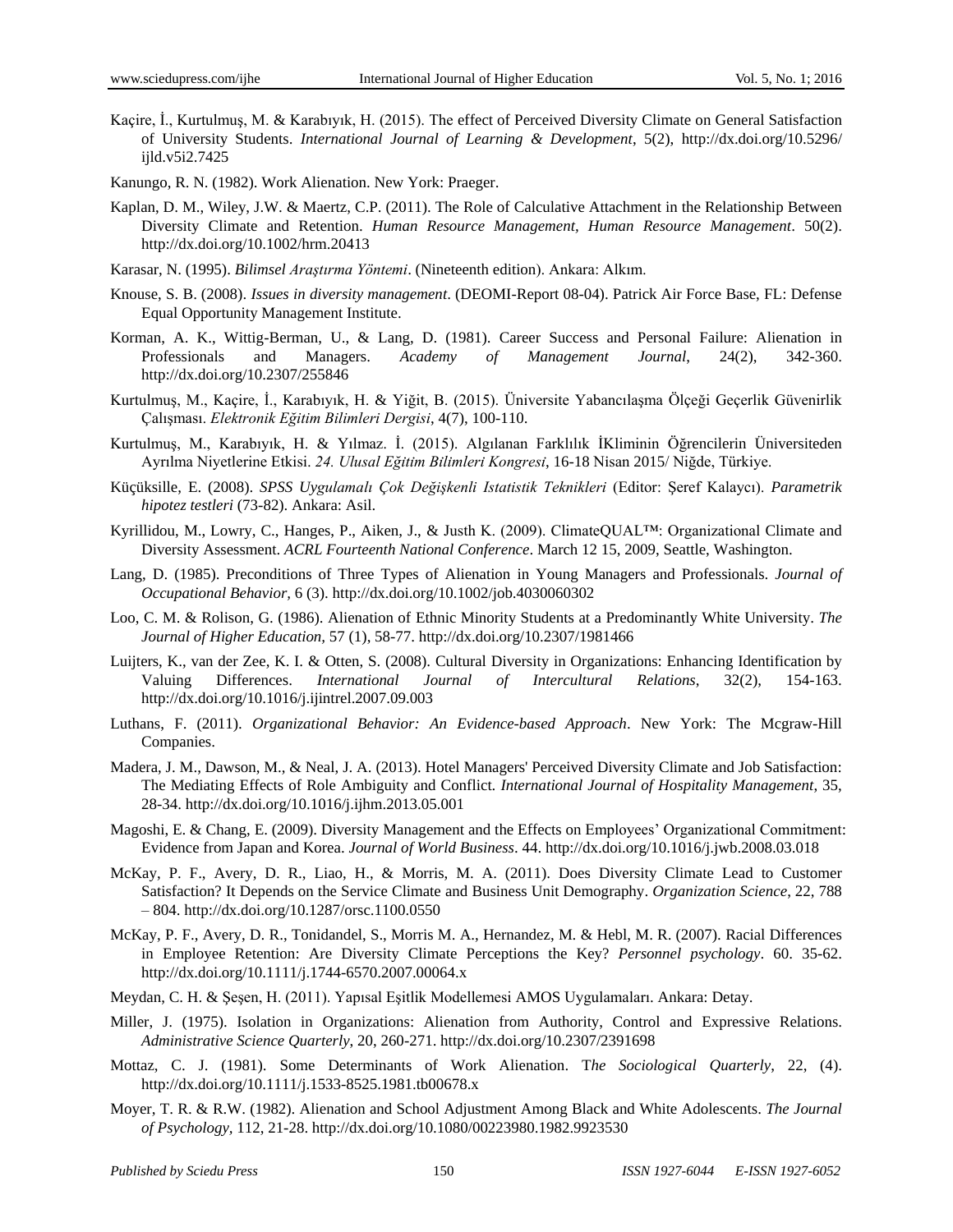Kaçire, İ., Kurtulmuş, M. & Karabıyık, H. (2015). The effect of Perceived Diversity Climate on General Satisfaction of University Students. *International Journal of Learning & Development*, 5(2), http://dx.doi.org/10.5296/ijld.v5i2.7425

Kanungo, R. N. (1982). Work Alienation. New York: Praeger.

Kaplan, D. M., Wiley, J.W. & Maertz, C.P. (2011). The Role of Calculative Attachment in the Relationship Between Diversity Climate and Retention. *Human Resource Management, Human Resource Management*. 50(2). http://dx.doi.org/10.1002/hrm.20413

Karasar, N. (1995). *Bilimsel Araştırma Yöntemi*. (Nineteenth edition). Ankara: Alkım.

Knouse, S. B. (2008). *Issues in diversity management*. (DEOMI-Report 08-04). Patrick Air Force Base, FL: Defense Equal Opportunity Management Institute.

Korman, A. K., Wittig-Berman, U., & Lang, D. (1981). Career Success and Personal Failure: Alienation in Professionals and Managers. *Academy of Management Journal,* 24(2), 342-360. http://dx.doi.org/10.2307/255846

Kurtulmuş, M., Kaçire, İ., Karabıyık, H. & Yiğit, B. (2015). Üniversite Yabancılaşma Ölçeği Geçerlik Güvenirlik Çalışması. *Elektronik Eğitim Bilimleri Dergisi*, 4(7), 100-110.

Kurtulmuş, M., Karabıyık, H. & Yılmaz. İ. (2015). Algılanan Farklılık İKliminin Öğrencilerin Üniversiteden Ayrılma Niyetlerine Etkisi. *24. Ulusal Eğitim Bilimleri Kongresi*, 16-18 Nisan 2015/ Niğde, Türkiye.

Küçüksille, E. (2008). *SPSS Uygulamalı Çok Değişkenli Istatistik Teknikleri* (Editor: Şeref Kalaycı). *Parametrik hipotez testleri* (73-82). Ankara: Asil.

Kyrillidou, M., Lowry, C., Hanges, P., Aiken, J., & Justh K. (2009). ClimateQUAL™: Organizational Climate and Diversity Assessment. *ACRL Fourteenth National Conference*. March 12 15, 2009, Seattle, Washington.

Lang, D. (1985). Preconditions of Three Types of Alienation in Young Managers and Professionals. *Journal of Occupational Behavior,* 6 (3). http://dx.doi.org/10.1002/job.4030060302

Loo, C. M. & Rolison, G. (1986). Alienation of Ethnic Minority Students at a Predominantly White University. *The Journal of Higher Education,* 57 (1), 58-77. http://dx.doi.org/10.2307/1981466

Luijters, K., van der Zee, K. I. & Otten, S. (2008). Cultural Diversity in Organizations: Enhancing Identification by Valuing Differences. *International Journal of Intercultural Relations*, 32(2), 154-163. http://dx.doi.org/10.1016/j.ijintrel.2007.09.003

Luthans, F. (2011). *Organizational Behavior: An Evidence-based Approach*. New York: The Mcgraw-Hill Companies.

Madera, J. M., Dawson, M., & Neal, J. A. (2013). Hotel Managers' Perceived Diversity Climate and Job Satisfaction: The Mediating Effects of Role Ambiguity and Conflict. *International Journal of Hospitality Management*, 35, 28-34. http://dx.doi.org/10.1016/j.ijhm.2013.05.001

Magoshi, E. & Chang, E. (2009). Diversity Management and the Effects on Employees' Organizational Commitment: Evidence from Japan and Korea. *Journal of World Business*. 44. http://dx.doi.org/10.1016/j.jwb.2008.03.018

McKay, P. F., Avery, D. R., Liao, H., & Morris, M. A. (2011). Does Diversity Climate Lead to Customer Satisfaction? It Depends on the Service Climate and Business Unit Demography. *Organization Science*, 22, 788 – 804. http://dx.doi.org/10.1287/orsc.1100.0550

McKay, P. F., Avery, D. R., Tonidandel, S., Morris M. A., Hernandez, M. & Hebl, M. R. (2007). Racial Differences in Employee Retention: Are Diversity Climate Perceptions the Key? *Personnel psychology*. 60. 35-62. http://dx.doi.org/10.1111/j.1744-6570.2007.00064.x

Meydan, C. H. & Şeşen, H. (2011). Yapısal Eşitlik Modellemesi AMOS Uygulamaları. Ankara: Detay.

Miller, J. (1975). Isolation in Organizations: Alienation from Authority, Control and Expressive Relations. *Administrative Science Quarterly*, 20, 260-271. http://dx.doi.org/10.2307/2391698

Mottaz, C. J. (1981). Some Determinants of Work Alienation. T*he Sociological Quarterly*, 22, (4). http://dx.doi.org/10.1111/j.1533-8525.1981.tb00678.x

Moyer, T. R. & R.W. (1982). Alienation and School Adjustment Among Black and White Adolescents. *The Journal of Psychology,* 112, 21-28. http://dx.doi.org/10.1080/00223980.1982.9923530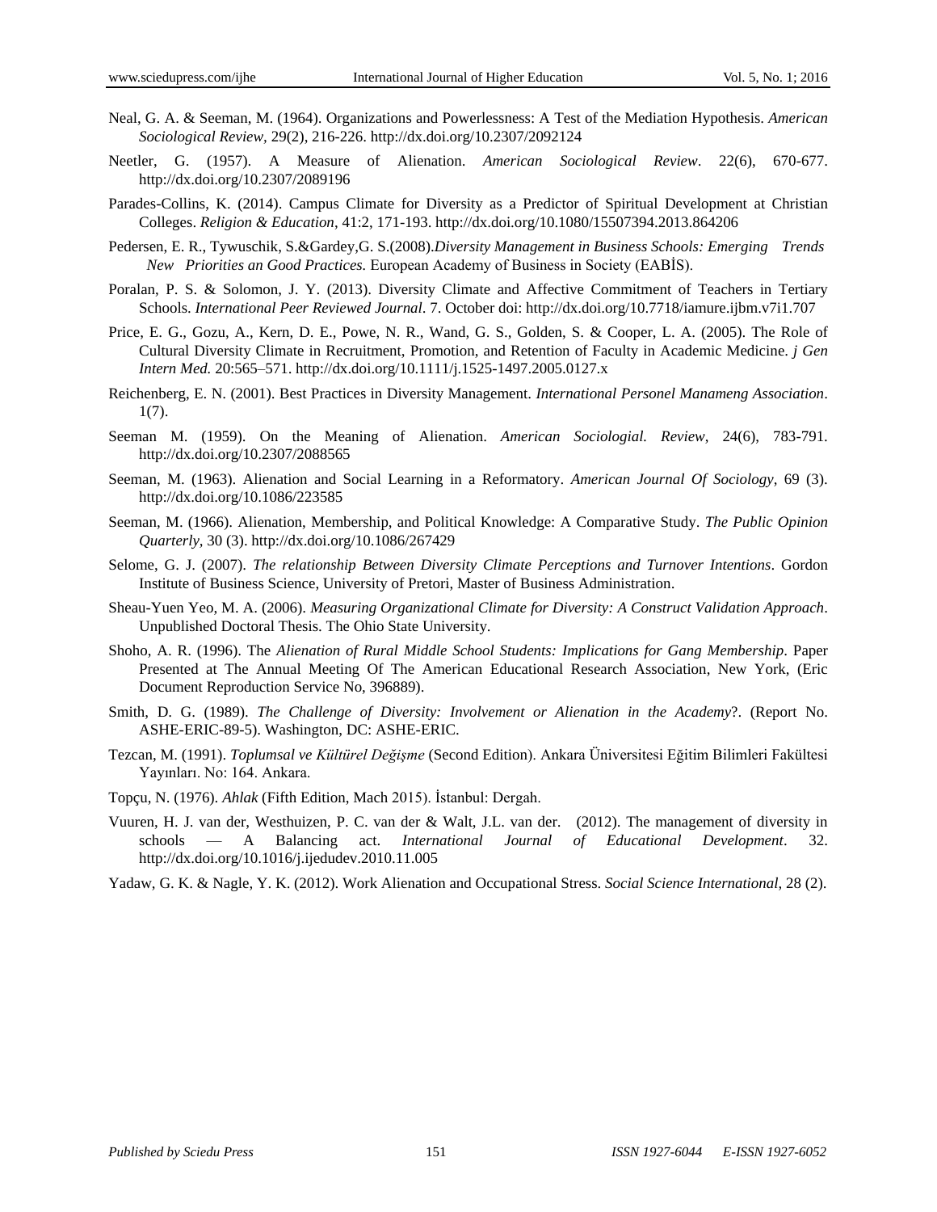Neal, G. A. & Seeman, M. (1964). Organizations and Powerlessness: A Test of the Mediation Hypothesis. *American Sociological Review*, 29(2), 216-226. http://dx.doi.org/10.2307/2092124

Neetler, G. (1957). A Measure of Alienation. *American Sociological Review*. 22(6), 670-677. http://dx.doi.org/10.2307/2089196

Parades-Collins, K. (2014). Campus Climate for Diversity as a Predictor of Spiritual Development at Christian Colleges. *Religion & Education*, 41:2, 171-193. http://dx.doi.org/10.1080/15507394.2013.864206

Pedersen, E. R., Tywuschik, S.&Gardey,G. S.(2008).*Diversity Management in Business Schools: Emerging Trends New Priorities an Good Practices.* European Academy of Business in Society (EABİS).

Poralan, P. S. & Solomon, J. Y. (2013). Diversity Climate and Affective Commitment of Teachers in Tertiary Schools. *International Peer Reviewed Journal*. 7. October doi: http://dx.doi.org/10.7718/iamure.ijbm.v7i1.707

Price, E. G., Gozu, A., Kern, D. E., Powe, N. R., Wand, G. S., Golden, S. & Cooper, L. A. (2005). The Role of Cultural Diversity Climate in Recruitment, Promotion, and Retention of Faculty in Academic Medicine. *j Gen Intern Med.* 20:565–571. http://dx.doi.org/10.1111/j.1525-1497.2005.0127.x

Reichenberg, E. N. (2001). Best Practices in Diversity Management. *International Personel Manameng Association*. 1(7).

Seeman M. (1959). On the Meaning of Alienation. *American Sociologial. Review*, 24(6), 783-791. http://dx.doi.org/10.2307/2088565

Seeman, M. (1963). Alienation and Social Learning in a Reformatory. *American Journal Of Sociology*, 69 (3). http://dx.doi.org/10.1086/223585

Seeman, M. (1966). Alienation, Membership, and Political Knowledge: A Comparative Study. *The Public Opinion Quarterly*, 30 (3). http://dx.doi.org/10.1086/267429

Selome, G. J. (2007). *The relationship Between Diversity Climate Perceptions and Turnover Intentions*. Gordon Institute of Business Science, University of Pretori, Master of Business Administration.

Sheau-Yuen Yeo, M. A. (2006). *Measuring Organizational Climate for Diversity: A Construct Validation Approach*. Unpublished Doctoral Thesis. The Ohio State University.

Shoho, A. R. (1996). The *Alienation of Rural Middle School Students: Implications for Gang Membership*. Paper Presented at The Annual Meeting Of The American Educational Research Association, New York, (Eric Document Reproduction Service No, 396889).

Smith, D. G. (1989). *The Challenge of Diversity: Involvement or Alienation in the Academy*?. (Report No. ASHE-ERIC-89-5). Washington, DC: ASHE-ERIC.

Tezcan, M. (1991). *Toplumsal ve Kültürel Değişme* (Second Edition). Ankara Üniversitesi Eğitim Bilimleri Fakültesi Yayınları. No: 164. Ankara.

Topçu, N. (1976). *Ahlak* (Fifth Edition, Mach 2015). İstanbul: Dergah.

Vuuren, H. J. van der, Westhuizen, P. C. van der & Walt, J.L. van der. (2012). The management of diversity in schools — A Balancing act. *International Journal of Educational Development*. 32. http://dx.doi.org/10.1016/j.ijedudev.2010.11.005

Yadaw, G. K. & Nagle, Y. K. (2012). Work Alienation and Occupational Stress. *Social Science International*, 28 (2).